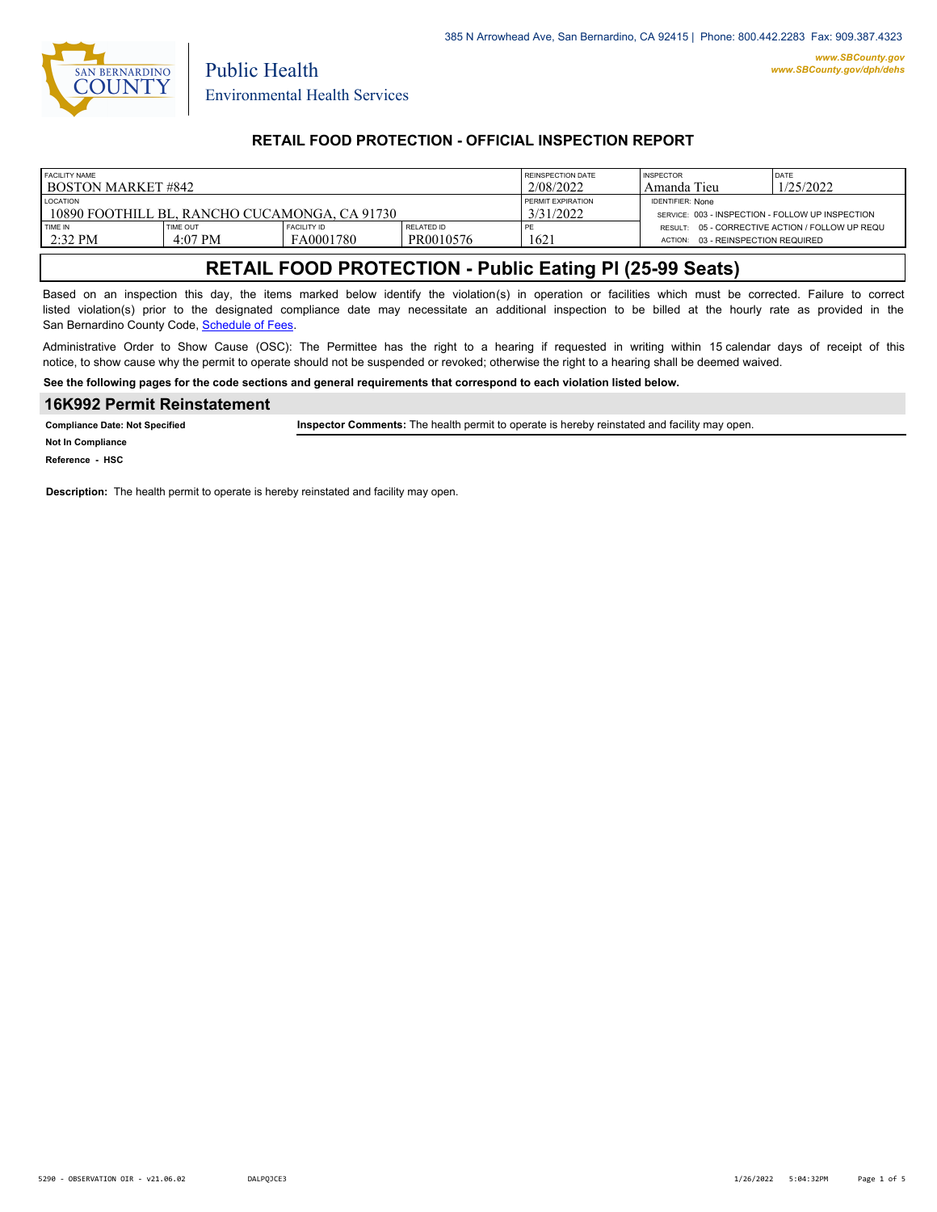385 N Arrowhead Ave, San Bernardino, CA 92415 | Phone: 800.442.2283 Fax: 909.387.4323

www.SBCounty.gov
www.SBCounty.gov/dph/dehs

Public Health
Environmental Health Services

## RETAIL FOOD PROTECTION - OFFICIAL INSPECTION REPORT

| FACILITY NAME | | | | REINSPECTION DATE | INSPECTOR | DATE |
|---|---|---|---|---|---|---|
| BOSTON MARKET #842 | | | | 2/08/2022 | Amanda Tieu | 1/25/2022 |
| LOCATION | | | | PERMIT EXPIRATION | IDENTIFIER: None | |
| 10890 FOOTHILL BL, RANCHO CUCAMONGA, CA 91730 | | | | 3/31/2022 | SERVICE: 003 - INSPECTION - FOLLOW UP INSPECTION | |
| TIME IN | TIME OUT | FACILITY ID | RELATED ID | PE | RESULT: 05 - CORRECTIVE ACTION / FOLLOW UP REQU | |
| 2:32 PM | 4:07 PM | FA0001780 | PR0010576 | 1621 | ACTION: 03 - REINSPECTION REQUIRED | |

# RETAIL FOOD PROTECTION - Public Eating Pl (25-99 Seats)

Based on an inspection this day, the items marked below identify the violation(s) in operation or facilities which must be corrected. Failure to correct listed violation(s) prior to the designated compliance date may necessitate an additional inspection to be billed at the hourly rate as provided in the San Bernardino County Code, Schedule of Fees.

Administrative Order to Show Cause (OSC): The Permittee has the right to a hearing if requested in writing within 15 calendar days of receipt of this notice, to show cause why the permit to operate should not be suspended or revoked; otherwise the right to a hearing shall be deemed waived.

**See the following pages for the code sections and general requirements that correspond to each violation listed below.**

## 16K992 Permit Reinstatement

**Compliance Date: Not Specified**

**Not In Compliance**

**Reference - HSC**

**Inspector Comments:** The health permit to operate is hereby reinstated and facility may open.

**Description:** The health permit to operate is hereby reinstated and facility may open.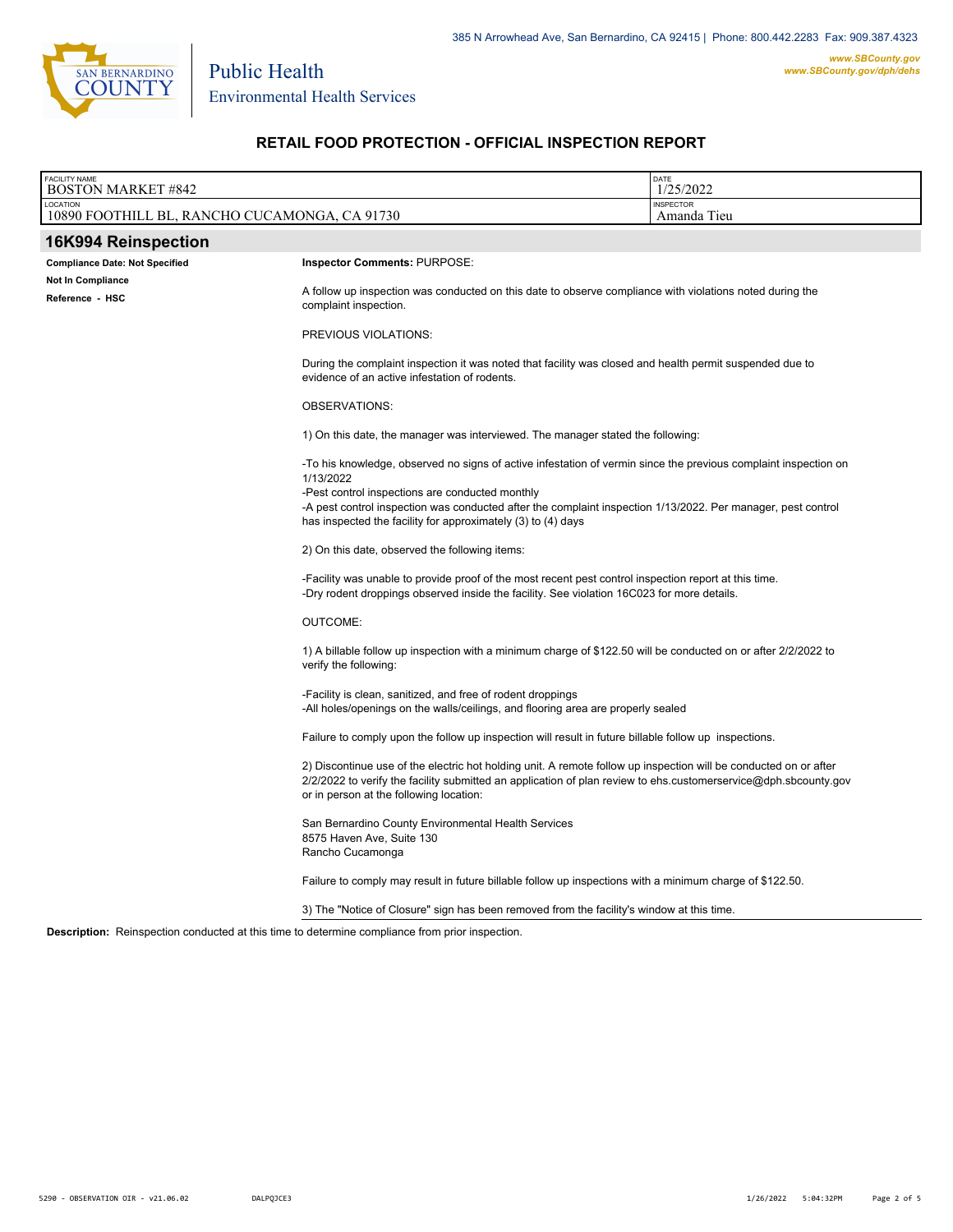Public Health
Environmental Health Services

385 N Arrowhead Ave, San Bernardino, CA 92415 | Phone: 800.442.2283 Fax: 909.387.4323

www.SBCounty.gov
www.SBCounty.gov/dph/dehs

## RETAIL FOOD PROTECTION - OFFICIAL INSPECTION REPORT

| FACILITY NAME | DATE |
|---|---|
| BOSTON MARKET #842 | 1/25/2022 |
| **LOCATION** | **INSPECTOR** |
| 10890 FOOTHILL BL, RANCHO CUCAMONGA, CA 91730 | Amanda Tieu |

### 16K994 Reinspection

**Compliance Date: Not Specified**
**Not In Compliance**
**Reference - HSC**

**Inspector Comments:** PURPOSE:

A follow up inspection was conducted on this date to observe compliance with violations noted during the complaint inspection.

PREVIOUS VIOLATIONS:

During the complaint inspection it was noted that facility was closed and health permit suspended due to evidence of an active infestation of rodents.

OBSERVATIONS:

1) On this date, the manager was interviewed. The manager stated the following:

-To his knowledge, observed no signs of active infestation of vermin since the previous complaint inspection on 1/13/2022
-Pest control inspections are conducted monthly
-A pest control inspection was conducted after the complaint inspection 1/13/2022. Per manager, pest control has inspected the facility for approximately (3) to (4) days

2) On this date, observed the following items:

-Facility was unable to provide proof of the most recent pest control inspection report at this time.
-Dry rodent droppings observed inside the facility. See violation 16C023 for more details.

OUTCOME:

1) A billable follow up inspection with a minimum charge of $122.50 will be conducted on or after 2/2/2022 to verify the following:

-Facility is clean, sanitized, and free of rodent droppings
-All holes/openings on the walls/ceilings, and flooring area are properly sealed

Failure to comply upon the follow up inspection will result in future billable follow up inspections.

2) Discontinue use of the electric hot holding unit. A remote follow up inspection will be conducted on or after 2/2/2022 to verify the facility submitted an application of plan review to ehs.customerservice@dph.sbcounty.gov or in person at the following location:

San Bernardino County Environmental Health Services
8575 Haven Ave, Suite 130
Rancho Cucamonga

Failure to comply may result in future billable follow up inspections with a minimum charge of $122.50.

3) The "Notice of Closure" sign has been removed from the facility's window at this time.

**Description:** Reinspection conducted at this time to determine compliance from prior inspection.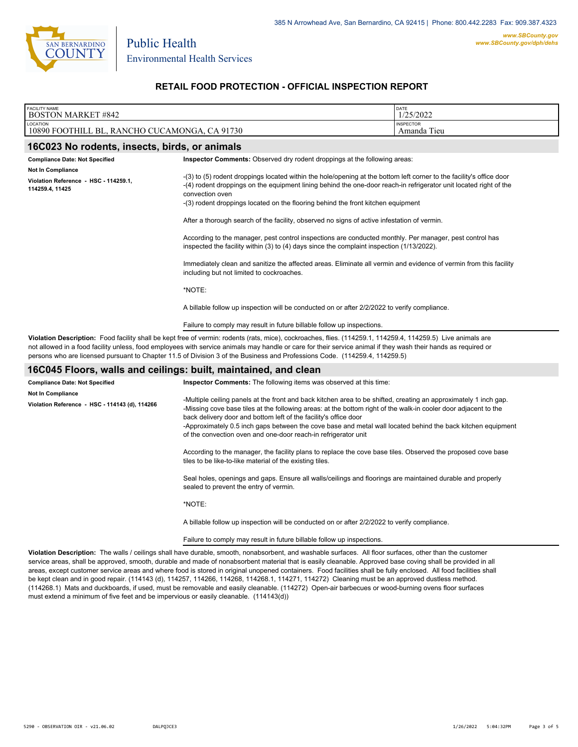385 N Arrowhead Ave, San Bernardino, CA 92415 | Phone: 800.442.2283 Fax: 909.387.4323

www.SBCounty.gov
www.SBCounty.gov/dph/dehs

Public Health
Environmental Health Services

## RETAIL FOOD PROTECTION - OFFICIAL INSPECTION REPORT

| FACILITY NAME | DATE |
|---|---|
| BOSTON MARKET #842 | 1/25/2022 |
| **LOCATION** | **INSPECTOR** |
| 10890 FOOTHILL BL, RANCHO CUCAMONGA, CA 91730 | Amanda Tieu |

### 16C023 No rodents, insects, birds, or animals

**Compliance Date: Not Specified**

**Not In Compliance**

**Violation Reference - HSC - 114259.1, 114259.4, 11425**

**Inspector Comments:** Observed dry rodent droppings at the following areas:

-(3) to (5) rodent droppings located within the hole/opening at the bottom left corner to the facility's office door
-(4) rodent droppings on the equipment lining behind the one-door reach-in refrigerator unit located right of the convection oven
-(3) rodent droppings located on the flooring behind the front kitchen equipment

After a thorough search of the facility, observed no signs of active infestation of vermin.

According to the manager, pest control inspections are conducted monthly. Per manager, pest control has inspected the facility within (3) to (4) days since the complaint inspection (1/13/2022).

Immediately clean and sanitize the affected areas. Eliminate all vermin and evidence of vermin from this facility including but not limited to cockroaches.

*NOTE:

A billable follow up inspection will be conducted on or after 2/2/2022 to verify compliance.

Failure to comply may result in future billable follow up inspections.

**Violation Description:** Food facility shall be kept free of vermin: rodents (rats, mice), cockroaches, flies. (114259.1, 114259.4, 114259.5) Live animals are not allowed in a food facility unless, food employees with service animals may handle or care for their service animal if they wash their hands as required or persons who are licensed pursuant to Chapter 11.5 of Division 3 of the Business and Professions Code. (114259.4, 114259.5)

### 16C045 Floors, walls and ceilings: built, maintained, and clean

**Compliance Date: Not Specified**

**Not In Compliance**

**Violation Reference - HSC - 114143 (d), 114266**

**Inspector Comments:** The following items was observed at this time:

-Multiple ceiling panels at the front and back kitchen area to be shifted, creating an approximately 1 inch gap.
-Missing cove base tiles at the following areas: at the bottom right of the walk-in cooler door adjacent to the back delivery door and bottom left of the facility's office door
-Approximately 0.5 inch gaps between the cove base and metal wall located behind the back kitchen equipment of the convection oven and one-door reach-in refrigerator unit

According to the manager, the facility plans to replace the cove base tiles. Observed the proposed cove base tiles to be like-to-like material of the existing tiles.

Seal holes, openings and gaps. Ensure all walls/ceilings and floorings are maintained durable and properly sealed to prevent the entry of vermin.

*NOTE:

A billable follow up inspection will be conducted on or after 2/2/2022 to verify compliance.

Failure to comply may result in future billable follow up inspections.

**Violation Description:** The walls / ceilings shall have durable, smooth, nonabsorbent, and washable surfaces. All floor surfaces, other than the customer service areas, shall be approved, smooth, durable and made of nonabsorbent material that is easily cleanable. Approved base coving shall be provided in all areas, except customer service areas and where food is stored in original unopened containers. Food facilities shall be fully enclosed. All food facilities shall be kept clean and in good repair. (114143 (d), 114257, 114266, 114268, 114268.1, 114271, 114272) Cleaning must be an approved dustless method. (114268.1) Mats and duckboards, if used, must be removable and easily cleanable. (114272) Open-air barbecues or wood-burning ovens floor surfaces must extend a minimum of five feet and be impervious or easily cleanable. (114143(d))

5290 - OBSERVATION OIR - v21.06.02 DALPQJCE3 1/26/2022 5:04:32PM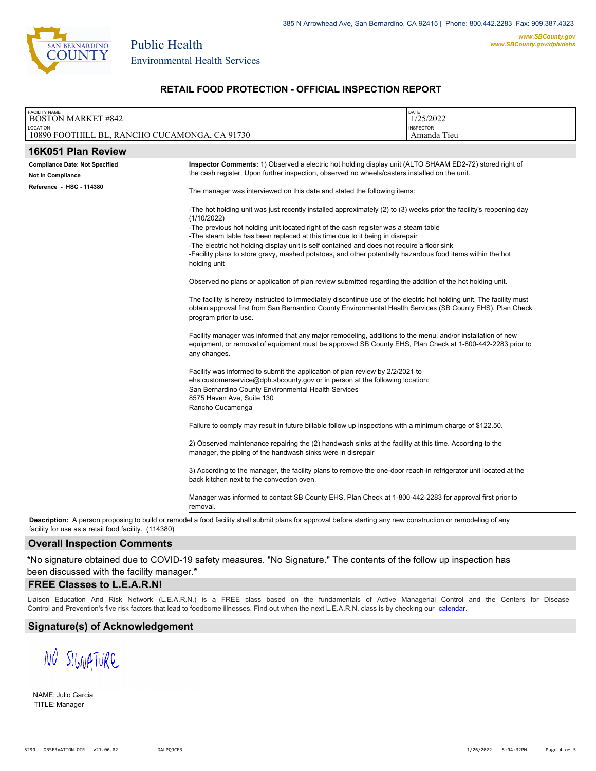385 N Arrowhead Ave, San Bernardino, CA 92415 | Phone: 800.442.2283 Fax: 909.387.4323

www.SBCounty.gov
www.SBCounty.gov/dph/dehs

Public Health
Environmental Health Services

## RETAIL FOOD PROTECTION - OFFICIAL INSPECTION REPORT

| FACILITY NAME | DATE |
|---|---|
| BOSTON MARKET #842 | 1/25/2022 |
| LOCATION | INSPECTOR |
| 10890 FOOTHILL BL, RANCHO CUCAMONGA, CA 91730 | Amanda Tieu |

## 16K051 Plan Review

**Compliance Date: Not Specified**

**Not In Compliance**

**Reference - HSC - 114380**

**Inspector Comments:** 1) Observed a electric hot holding display unit (ALTO SHAAM ED2-72) stored right of the cash register. Upon further inspection, observed no wheels/casters installed on the unit.

The manager was interviewed on this date and stated the following items:

-The hot holding unit was just recently installed approximately (2) to (3) weeks prior the facility's reopening day (1/10/2022)
-The previous hot holding unit located right of the cash register was a steam table
-The steam table has been replaced at this time due to it being in disrepair
-The electric hot holding display unit is self contained and does not require a floor sink
-Facility plans to store gravy, mashed potatoes, and other potentially hazardous food items within the hot holding unit

Observed no plans or application of plan review submitted regarding the addition of the hot holding unit.

The facility is hereby instructed to immediately discontinue use of the electric hot holding unit. The facility must obtain approval first from San Bernardino County Environmental Health Services (SB County EHS), Plan Check program prior to use.

Facility manager was informed that any major remodeling, additions to the menu, and/or installation of new equipment, or removal of equipment must be approved SB County EHS, Plan Check at 1-800-442-2283 prior to any changes.

Facility was informed to submit the application of plan review by 2/2/2021 to
ehs.customerservice@dph.sbcounty.gov or in person at the following location:
San Bernardino County Environmental Health Services
8575 Haven Ave, Suite 130
Rancho Cucamonga

Failure to comply may result in future billable follow up inspections with a minimum charge of $122.50.

2) Observed maintenance repairing the (2) handwash sinks at the facility at this time. According to the manager, the piping of the handwash sinks were in disrepair

3) According to the manager, the facility plans to remove the one-door reach-in refrigerator unit located at the back kitchen next to the convection oven.

Manager was informed to contact SB County EHS, Plan Check at 1-800-442-2283 for approval first prior to removal.

**Description:** A person proposing to build or remodel a food facility shall submit plans for approval before starting any new construction or remodeling of any facility for use as a retail food facility. (114380)

## Overall Inspection Comments

*No signature obtained due to COVID-19 safety measures. "No Signature." The contents of the follow up inspection has been discussed with the facility manager.*

## FREE Classes to L.E.A.R.N!

Liaison Education And Risk Network (L.E.A.R.N.) is a FREE class based on the fundamentals of Active Managerial Control and the Centers for Disease Control and Prevention's five risk factors that lead to foodborne illnesses. Find out when the next L.E.A.R.N. class is by checking our calendar.

## Signature(s) of Acknowledgement

NO SIGNATURE

NAME: Julio Garcia
TITLE: Manager

5290 - OBSERVATION OIR - v21.06.02 DALPQJCE3 1/26/2022 5:04:32PM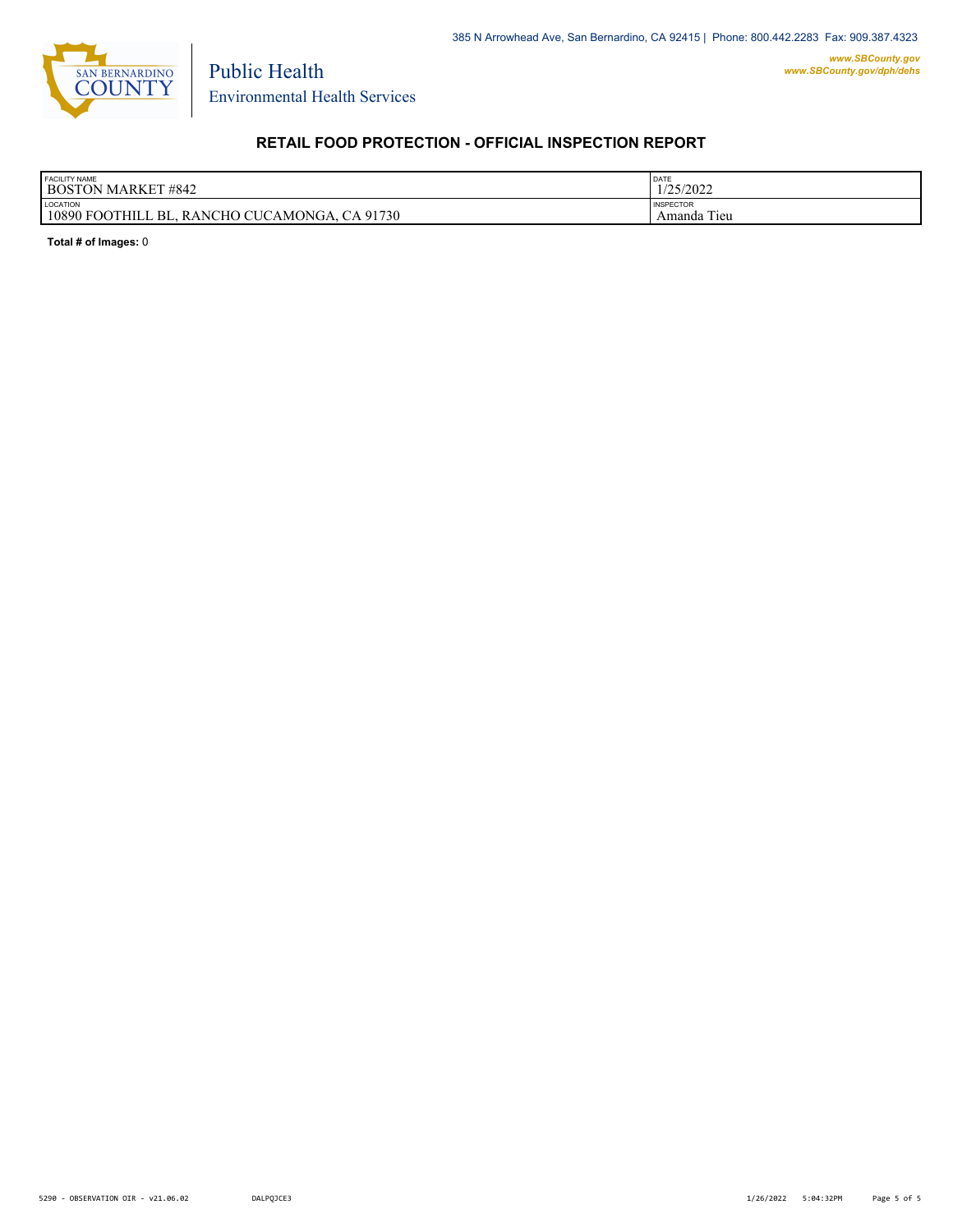385 N Arrowhead Ave, San Bernardino, CA 92415 | Phone: 800.442.2283 Fax: 909.387.4323

*www.SBCounty.gov*
*www.SBCounty.gov/dph/dehs*

SAN BERNARDINO COUNTY

Public Health
Environmental Health Services

## RETAIL FOOD PROTECTION - OFFICIAL INSPECTION REPORT

| FACILITY NAME | DATE |
| --- | --- |
| BOSTON MARKET #842 | 1/25/2022 |
| **LOCATION** | **INSPECTOR** |
| 10890 FOOTHILL BL, RANCHO CUCAMONGA, CA 91730 | Amanda Tieu |

**Total # of Images:** 0

5290 - OBSERVATION OIR - v21.06.02 DALPQJCE3 1/26/2022 5:04:32PM